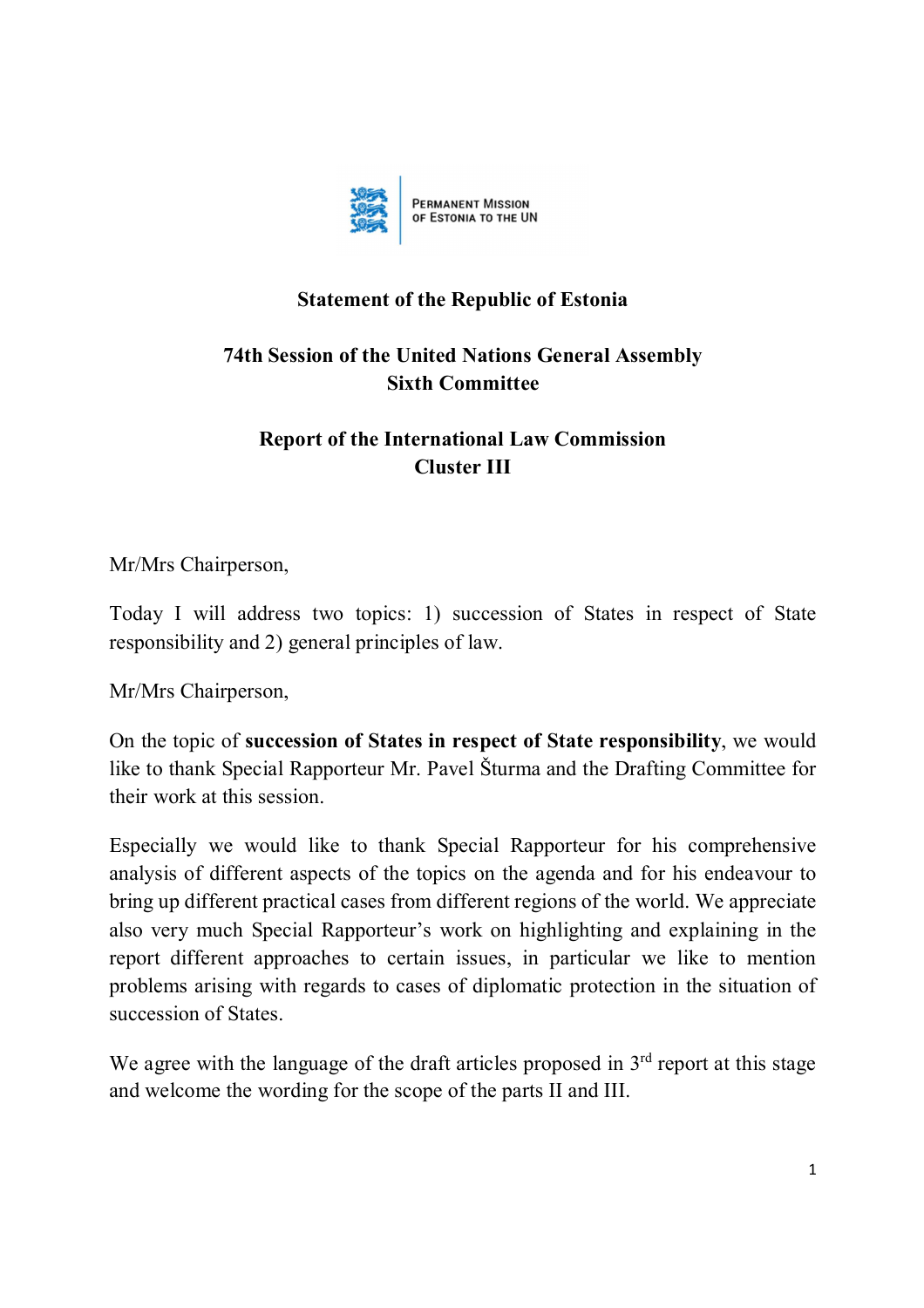PERMANENT MISSION OF ESTONIA TO THE UN

**Statement of the Republic of Estonia**

**74th Session of the United Nations General Assembly**
**Sixth Committee**

**Report of the International Law Commission**
**Cluster III**

Mr/Mrs Chairperson,

Today I will address two topics: 1) succession of States in respect of State responsibility and 2) general principles of law.

Mr/Mrs Chairperson,

On the topic of **succession of States in respect of State responsibility**, we would like to thank Special Rapporteur Mr. Pavel Šturma and the Drafting Committee for their work at this session.

Especially we would like to thank Special Rapporteur for his comprehensive analysis of different aspects of the topics on the agenda and for his endeavour to bring up different practical cases from different regions of the world. We appreciate also very much Special Rapporteur's work on highlighting and explaining in the report different approaches to certain issues, in particular we like to mention problems arising with regards to cases of diplomatic protection in the situation of succession of States.

We agree with the language of the draft articles proposed in 3rd report at this stage and welcome the wording for the scope of the parts II and III.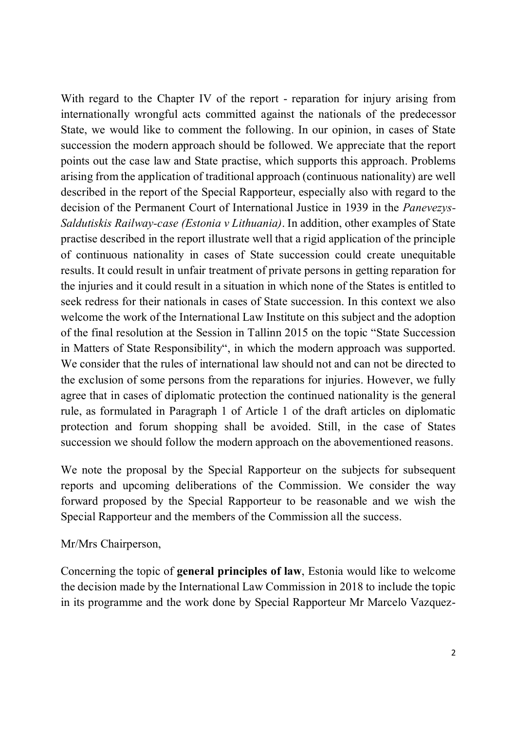With regard to the Chapter IV of the report - reparation for injury arising from internationally wrongful acts committed against the nationals of the predecessor State, we would like to comment the following. In our opinion, in cases of State succession the modern approach should be followed. We appreciate that the report points out the case law and State practise, which supports this approach. Problems arising from the application of traditional approach (continuous nationality) are well described in the report of the Special Rapporteur, especially also with regard to the decision of the Permanent Court of International Justice in 1939 in the *Panevezys-Saldutiskis Railway-case (Estonia v Lithuania)*. In addition, other examples of State practise described in the report illustrate well that a rigid application of the principle of continuous nationality in cases of State succession could create unequitable results. It could result in unfair treatment of private persons in getting reparation for the injuries and it could result in a situation in which none of the States is entitled to seek redress for their nationals in cases of State succession. In this context we also welcome the work of the International Law Institute on this subject and the adoption of the final resolution at the Session in Tallinn 2015 on the topic "State Succession in Matters of State Responsibility", in which the modern approach was supported. We consider that the rules of international law should not and can not be directed to the exclusion of some persons from the reparations for injuries. However, we fully agree that in cases of diplomatic protection the continued nationality is the general rule, as formulated in Paragraph 1 of Article 1 of the draft articles on diplomatic protection and forum shopping shall be avoided. Still, in the case of States succession we should follow the modern approach on the abovementioned reasons.

We note the proposal by the Special Rapporteur on the subjects for subsequent reports and upcoming deliberations of the Commission. We consider the way forward proposed by the Special Rapporteur to be reasonable and we wish the Special Rapporteur and the members of the Commission all the success.

Mr/Mrs Chairperson,

Concerning the topic of **general principles of law**, Estonia would like to welcome the decision made by the International Law Commission in 2018 to include the topic in its programme and the work done by Special Rapporteur Mr Marcelo Vazquez-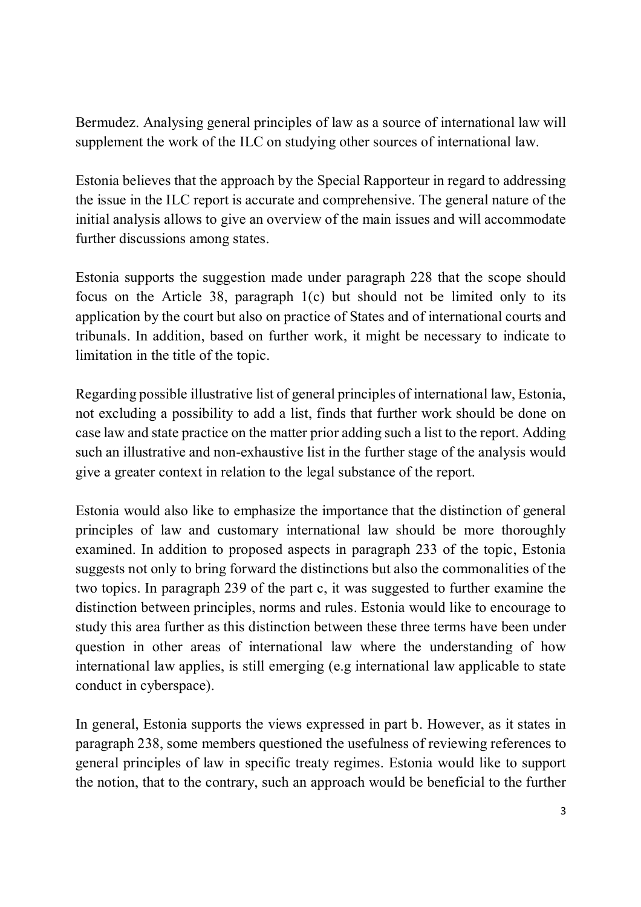Bermudez. Analysing general principles of law as a source of international law will supplement the work of the ILC on studying other sources of international law.

Estonia believes that the approach by the Special Rapporteur in regard to addressing the issue in the ILC report is accurate and comprehensive. The general nature of the initial analysis allows to give an overview of the main issues and will accommodate further discussions among states.

Estonia supports the suggestion made under paragraph 228 that the scope should focus on the Article 38, paragraph 1(c) but should not be limited only to its application by the court but also on practice of States and of international courts and tribunals. In addition, based on further work, it might be necessary to indicate to limitation in the title of the topic.

Regarding possible illustrative list of general principles of international law, Estonia, not excluding a possibility to add a list, finds that further work should be done on case law and state practice on the matter prior adding such a list to the report. Adding such an illustrative and non-exhaustive list in the further stage of the analysis would give a greater context in relation to the legal substance of the report.

Estonia would also like to emphasize the importance that the distinction of general principles of law and customary international law should be more thoroughly examined. In addition to proposed aspects in paragraph 233 of the topic, Estonia suggests not only to bring forward the distinctions but also the commonalities of the two topics. In paragraph 239 of the part c, it was suggested to further examine the distinction between principles, norms and rules. Estonia would like to encourage to study this area further as this distinction between these three terms have been under question in other areas of international law where the understanding of how international law applies, is still emerging (e.g international law applicable to state conduct in cyberspace).

In general, Estonia supports the views expressed in part b. However, as it states in paragraph 238, some members questioned the usefulness of reviewing references to general principles of law in specific treaty regimes. Estonia would like to support the notion, that to the contrary, such an approach would be beneficial to the further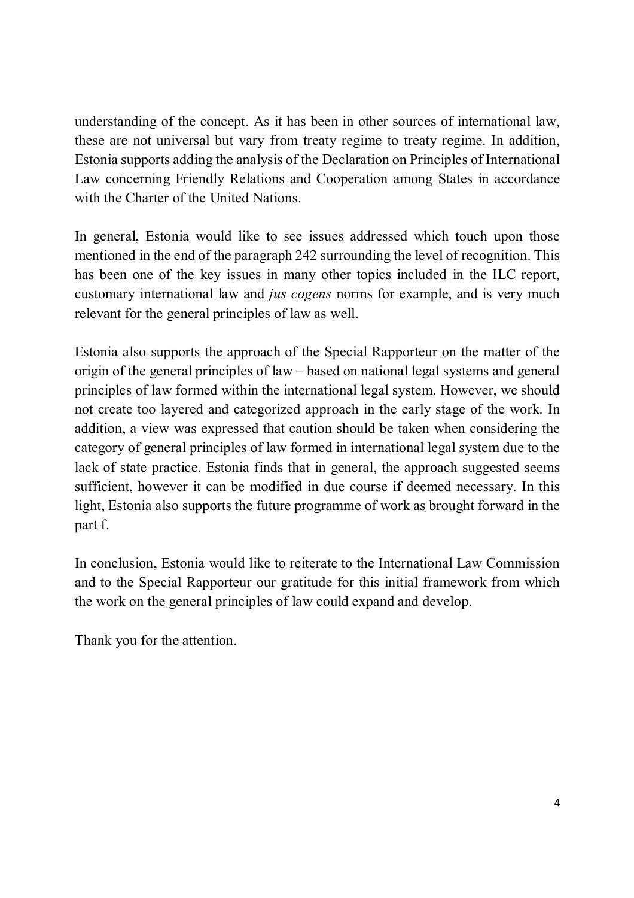understanding of the concept. As it has been in other sources of international law, these are not universal but vary from treaty regime to treaty regime. In addition, Estonia supports adding the analysis of the Declaration on Principles of International Law concerning Friendly Relations and Cooperation among States in accordance with the Charter of the United Nations.

In general, Estonia would like to see issues addressed which touch upon those mentioned in the end of the paragraph 242 surrounding the level of recognition. This has been one of the key issues in many other topics included in the ILC report, customary international law and *jus cogens* norms for example, and is very much relevant for the general principles of law as well.

Estonia also supports the approach of the Special Rapporteur on the matter of the origin of the general principles of law – based on national legal systems and general principles of law formed within the international legal system. However, we should not create too layered and categorized approach in the early stage of the work. In addition, a view was expressed that caution should be taken when considering the category of general principles of law formed in international legal system due to the lack of state practice. Estonia finds that in general, the approach suggested seems sufficient, however it can be modified in due course if deemed necessary. In this light, Estonia also supports the future programme of work as brought forward in the part f.

In conclusion, Estonia would like to reiterate to the International Law Commission and to the Special Rapporteur our gratitude for this initial framework from which the work on the general principles of law could expand and develop.

Thank you for the attention.